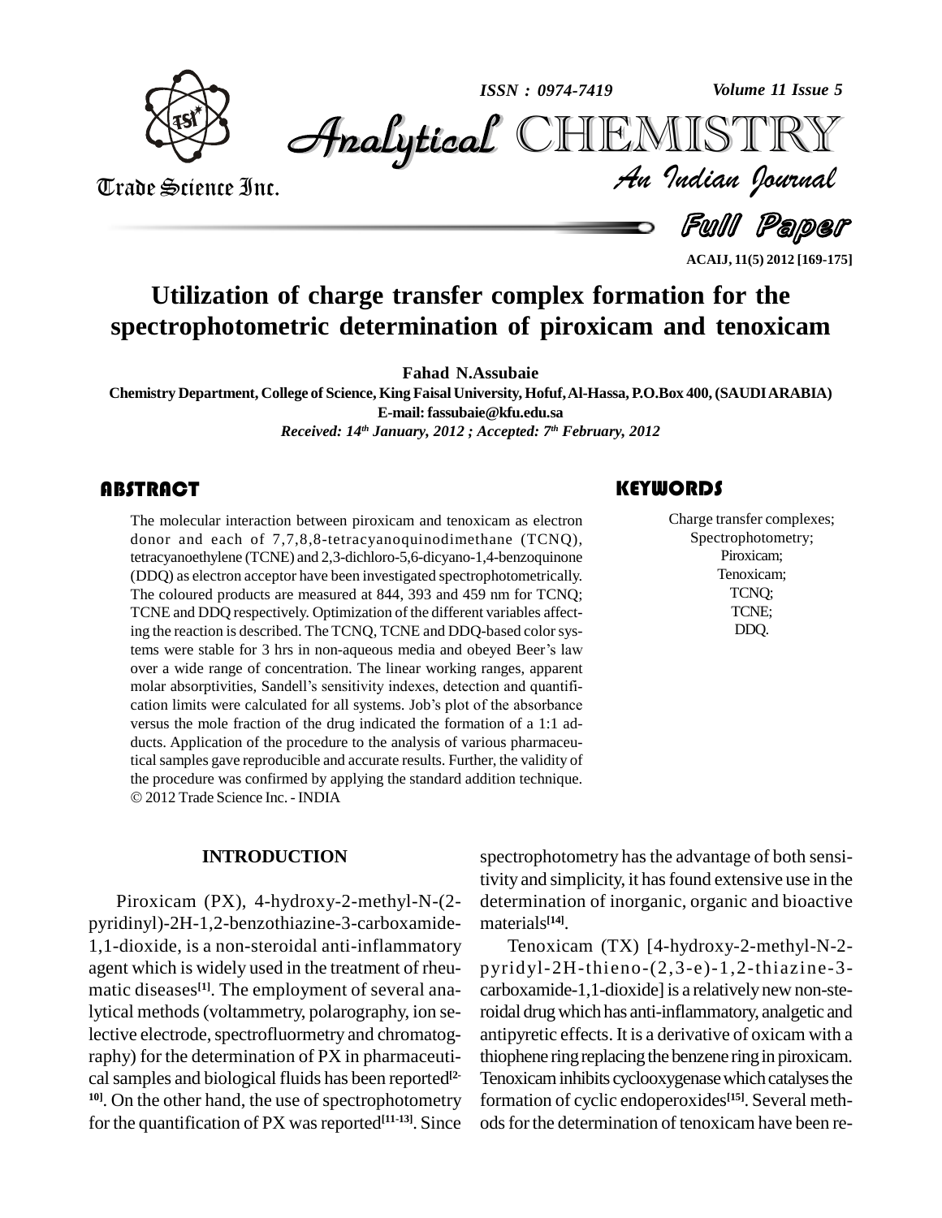# Utilization of charge transfer complex formation for the spectrophotometric determination of piroxicam and tenoxicam

**Fahad N.Assubaie**

**Chemistry Department, College of Science, King Faisal University, Hofuf, Al-Hassa, P.O.Box 400, (SAUDI ARABIA)**

**E-mail: fassubaie@kfu.edu.sa**

*Received: 14th January, 2012 ; Accepted: 7th February, 2012*

## ABSTRACT

The molecular interaction between piroxicam and tenoxicam as electron donor and each of 7,7,8,8-tetracyanoquinodimethane (TCNQ), tetracyanoethylene (TCNE) and 2,3-dichloro-5,6-dicyano-1,4-benzoquinone (DDQ) as electron acceptor have been investigated spectrophotometrically. The coloured products are measured at 844, 393 and 459 nm for TCNQ; TCNE and DDQ respectively. Optimization of the different variables affecting the reaction is described. The TCNQ, TCNE and DDQ-based color systems were stable for 3 hrs in non-aqueous media and obeyed Beer's law over a wide range of concentration. The linear working ranges, apparent molar absorptivities, Sandell's sensitivity indexes, detection and quantification limits were calculated for all systems. Job's plot of the absorbance versus the mole fraction of the drug indicated the formation of a 1:1 adducts. Application of the procedure to the analysis of various pharmaceutical samples gave reproducible and accurate results. Further, the validity of the procedure was confirmed by applying the standard addition technique.

© 2012 Trade Science Inc. - INDIA

## KEYWORDS

Charge transfer complexes;
Spectrophotometry;
Piroxicam;
Tenoxicam;
TCNQ;
TCNE;
DDQ.

## INTRODUCTION

Piroxicam (PX), 4-hydroxy-2-methyl-N-(2-pyridinyl)-2H-1,2-benzothiazine-3-carboxamide-1,1-dioxide, is a non-steroidal anti-inflammatory agent which is widely used in the treatment of rheumatic diseases[1]. The employment of several analytical methods (voltammetry, polarography, ion selective electrode, spectrofluormetry and chromatography) for the determination of PX in pharmaceutical samples and biological fluids has been reported[2-10]. On the other hand, the use of spectrophotometry for the quantification of PX was reported[11-13]. Since spectrophotometry has the advantage of both sensitivity and simplicity, it has found extensive use in the determination of inorganic, organic and bioactive materials[14].

Tenoxicam (TX) [4-hydroxy-2-methyl-N-2-pyridyl-2H-thieno-(2,3-e)-1,2-thiazine-3-carboxamide-1,1-dioxide] is a relatively new non-steroidal drug which has anti-inflammatory, analgetic and antipyretic effects. It is a derivative of oxicam with a thiophene ring replacing the benzene ring in piroxicam. Tenoxicam inhibits cyclooxygenase which catalyses the formation of cyclic endoperoxides[15]. Several methods for the determination of tenoxicam have been re-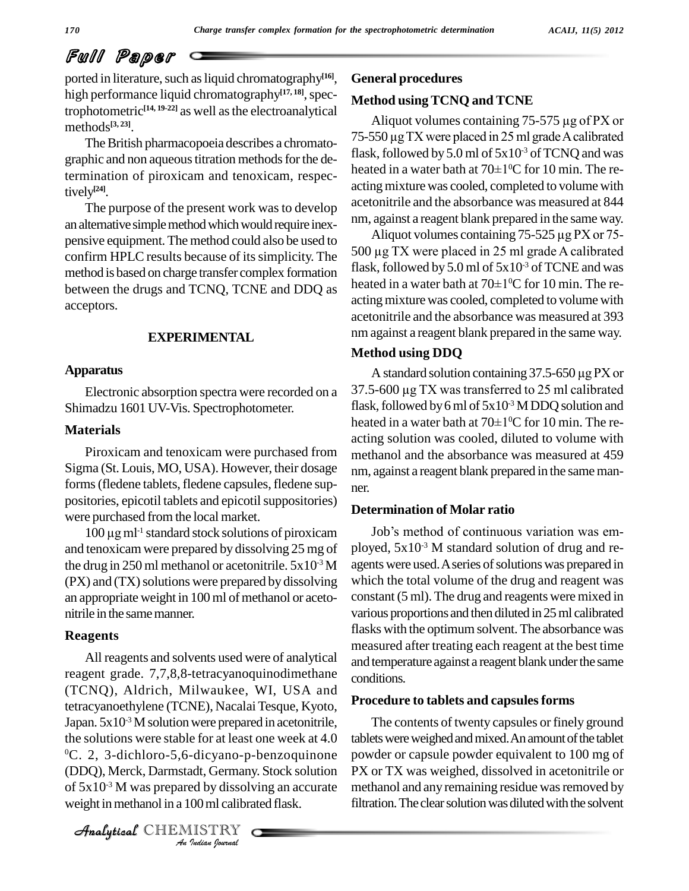ported in literature, such as liquid chromatography[16], high performance liquid chromatography[17, 18], spectrophotometric[14, 19-22] as well as the electroanalytical methods[3, 23].

The British pharmacopoeia describes a chromatographic and non aqueous titration methods for the determination of piroxicam and tenoxicam, respectively[24].

The purpose of the present work was to develop an alternative simple method which would require inexpensive equipment. The method could also be used to confirm HPLC results because of its simplicity. The method is based on charge transfer complex formation between the drugs and TCNQ, TCNE and DDQ as acceptors.

## EXPERIMENTAL

### Apparatus

Electronic absorption spectra were recorded on a Shimadzu 1601 UV-Vis. Spectrophotometer.

### Materials

Piroxicam and tenoxicam were purchased from Sigma (St. Louis, MO, USA). However, their dosage forms (fledene tablets, fledene capsules, fledene suppositories, epicotil tablets and epicotil suppositories) were purchased from the local market.

100 μg $ml^{-1}$ standard stock solutions of piroxicam and tenoxicam were prepared by dissolving 25 mg of the drug in 250 ml methanol or acetonitrile. $5x10^{-3}$ M (PX) and (TX) solutions were prepared by dissolving an appropriate weight in 100 ml of methanol or acetonitrile in the same manner.

### Reagents

All reagents and solvents used were of analytical reagent grade. 7,7,8,8-tetracyanoquinodimethane (TCNQ), Aldrich, Milwaukee, WI, USA and tetracyanoethylene (TCNE), Nacalai Tesque, Kyoto, Japan. $5x10^{-3}$ M solution were prepared in acetonitrile, the solutions were stable for at least one week at 4.0 $^{0}$C. 2, 3-dichloro-5,6-dicyano-p-benzoquinone (DDQ), Merck, Darmstadt, Germany. Stock solution of $5x10^{-3}$ M was prepared by dissolving an accurate weight in methanol in a 100 ml calibrated flask.

### General procedures

### Method using TCNQ and TCNE

Aliquot volumes containing 75-575 μg of PX or 75-550 μg TX were placed in 25 ml grade A calibrated flask, followed by 5.0 ml of $5x10^{-3}$ of TCNQ and was heated in a water bath at 70±1$^{0}$C for 10 min. The reacting mixture was cooled, completed to volume with acetonitrile and the absorbance was measured at 844 nm, against a reagent blank prepared in the same way.

Aliquot volumes containing 75-525 μg PX or 75-500 μg TX were placed in 25 ml grade A calibrated flask, followed by 5.0 ml of $5x10^{-3}$ of TCNE and was heated in a water bath at 70±1$^{0}$C for 10 min. The reacting mixture was cooled, completed to volume with acetonitrile and the absorbance was measured at 393 nm against a reagent blank prepared in the same way.

### Method using DDQ

A standard solution containing 37.5-650 μg PX or 37.5-600 μg TX was transferred to 25 ml calibrated flask, followed by 6 ml of $5x10^{-3}$ M DDQ solution and heated in a water bath at 70±1$^{0}$C for 10 min. The reacting solution was cooled, diluted to volume with methanol and the absorbance was measured at 459 nm, against a reagent blank prepared in the same manner.

### Determination of Molar ratio

Job's method of continuous variation was employed, $5x10^{-3}$ M standard solution of drug and reagents were used. A series of solutions was prepared in which the total volume of the drug and reagent was constant (5 ml). The drug and reagents were mixed in various proportions and then diluted in 25 ml calibrated flasks with the optimum solvent. The absorbance was measured after treating each reagent at the best time and temperature against a reagent blank under the same conditions.

### Procedure to tablets and capsules forms

The contents of twenty capsules or finely ground tablets were weighed and mixed. An amount of the tablet powder or capsule powder equivalent to 100 mg of PX or TX was weighed, dissolved in acetonitrile or methanol and any remaining residue was removed by filtration. The clear solution was diluted with the solvent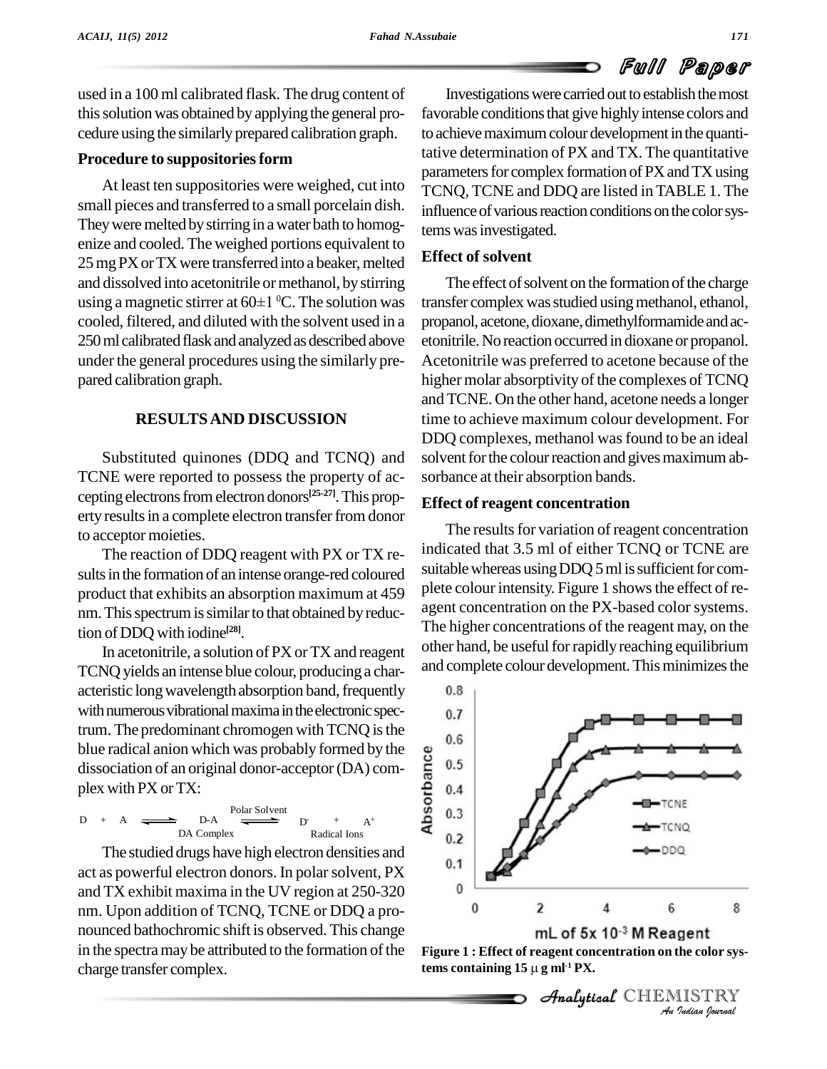used in a 100 ml calibrated flask. The drug content of this solution was obtained by applying the general procedure using the similarly prepared calibration graph.

### Procedure to suppositories form

At least ten suppositories were weighed, cut into small pieces and transferred to a small porcelain dish. They were melted by stirring in a water bath to homogenize and cooled. The weighed portions equivalent to 25 mg PX or TX were transferred into a beaker, melted and dissolved into acetonitrile or methanol, by stirring using a magnetic stirrer at 60±1 $^0$C. The solution was cooled, filtered, and diluted with the solvent used in a 250 ml calibrated flask and analyzed as described above under the general procedures using the similarly prepared calibration graph.

## RESULTS AND DISCUSSION

Substituted quinones (DDQ and TCNQ) and TCNE were reported to possess the property of accepting electrons from electron donors[25-27]. This property results in a complete electron transfer from donor to acceptor moieties.

The reaction of DDQ reagent with PX or TX results in the formation of an intense orange-red coloured product that exhibits an absorption maximum at 459 nm. This spectrum is similar to that obtained by reduction of DDQ with iodine[28].

In acetonitrile, a solution of PX or TX and reagent TCNQ yields an intense blue colour, producing a characteristic long wavelength absorption band, frequently with numerous vibrational maxima in the electronic spectrum. The predominant chromogen with TCNQ is the blue radical anion which was probably formed by the dissociation of an original donor-acceptor (DA) complex with PX or TX:

$$D + A \rightleftharpoons \underset{\text{DA Complex}}{D\text{-}A} \xrightleftharpoons{\text{Polar Solvent}} \underset{\text{Radical Ions}}{D^- + A^+}$$

The studied drugs have high electron densities and act as powerful electron donors. In polar solvent, PX and TX exhibit maxima in the UV region at 250-320 nm. Upon addition of TCNQ, TCNE or DDQ a pronounced bathochromic shift is observed. This change in the spectra may be attributed to the formation of the charge transfer complex.

Investigations were carried out to establish the most favorable conditions that give highly intense colors and to achieve maximum colour development in the quantitative determination of PX and TX. The quantitative parameters for complex formation of PX and TX using TCNQ, TCNE and DDQ are listed in TABLE 1. The influence of various reaction conditions on the color systems was investigated.

### Effect of solvent

The effect of solvent on the formation of the charge transfer complex was studied using methanol, ethanol, propanol, acetone, dioxane, dimethylformamide and acetonitrile. No reaction occurred in dioxane or propanol. Acetonitrile was preferred to acetone because of the higher molar absorptivity of the complexes of TCNQ and TCNE. On the other hand, acetone needs a longer time to achieve maximum colour development. For DDQ complexes, methanol was found to be an ideal solvent for the colour reaction and gives maximum absorbance at their absorption bands.

### Effect of reagent concentration

The results for variation of reagent concentration indicated that 3.5 ml of either TCNQ or TCNE are suitable whereas using DDQ 5 ml is sufficient for complete colour intensity. Figure 1 shows the effect of reagent concentration on the PX-based color systems. The higher concentrations of the reagent may, on the other hand, be useful for rapidly reaching equilibrium and complete colour development. This minimizes the

**Figure 1 : Effect of reagent concentration on the color systems containing 15 μ g ml$^{-1}$ PX.**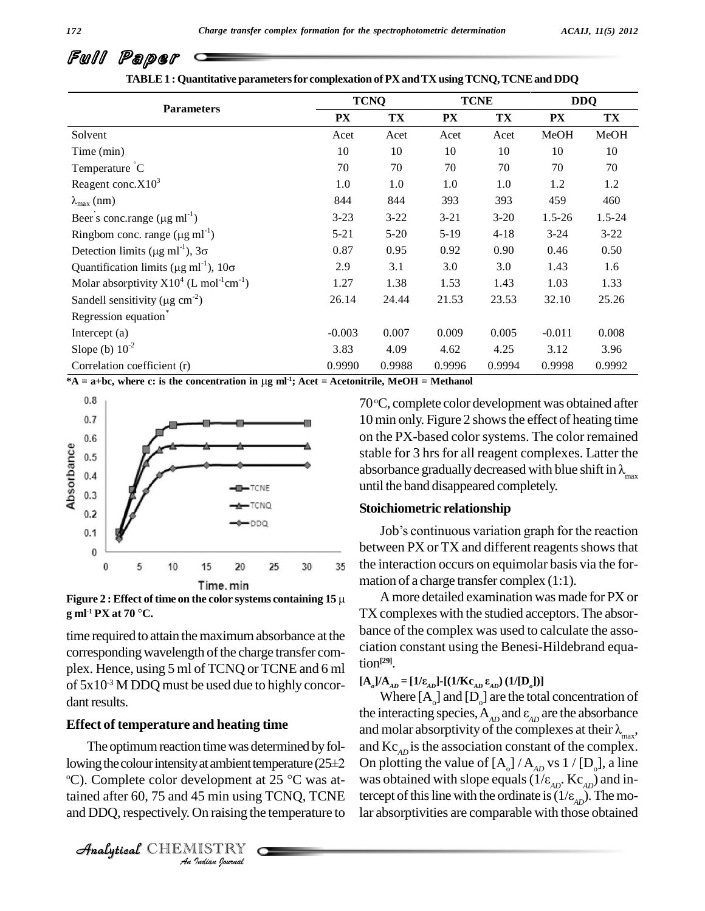## Full Paper

**TABLE 1 : Quantitative parameters for complexation of PX and TX using TCNQ, TCNE and DDQ**

| Parameters | TCNQ | | TCNE | | DDQ | |
|---|---|---|---|---|---|---|
| | PX | TX | PX | TX | PX | TX |
| Solvent | Acet | Acet | Acet | Acet | MeOH | MeOH |
| Time (min) | 10 | 10 | 10 | 10 | 10 | 10 |
| Temperature °C | 70 | 70 | 70 | 70 | 70 | 70 |
| Reagent conc.X$10^3$ | 1.0 | 1.0 | 1.0 | 1.0 | 1.2 | 1.2 |
| $\lambda_{max}$ (nm) | 844 | 844 | 393 | 393 | 459 | 460 |
| Beer's conc.range ($\mu$g ml$^{-1}$) | 3-23 | 3-22 | 3-21 | 3-20 | 1.5-26 | 1.5-24 |
| Ringbom conc. range ($\mu$g ml$^{-1}$) | 5-21 | 5-20 | 5-19 | 4-18 | 3-24 | 3-22 |
| Detection limits ($\mu$g ml$^{-1}$), 3$\sigma$ | 0.87 | 0.95 | 0.92 | 0.90 | 0.46 | 0.50 |
| Quantification limits ($\mu$g ml$^{-1}$), 10$\sigma$ | 2.9 | 3.1 | 3.0 | 3.0 | 1.43 | 1.6 |
| Molar absorptivity X$10^4$ (L mol$^{-1}$cm$^{-1}$) | 1.27 | 1.38 | 1.53 | 1.43 | 1.03 | 1.33 |
| Sandell sensitivity ($\mu$g cm$^{-2}$) | 26.14 | 24.44 | 21.53 | 23.53 | 32.10 | 25.26 |
| Regression equation* | | | | | | |
| Intercept (a) | -0.003 | 0.007 | 0.009 | 0.005 | -0.011 | 0.008 |
| Slope (b) $10^{-2}$ | 3.83 | 4.09 | 4.62 | 4.25 | 3.12 | 3.96 |
| Correlation coefficient (r) | 0.9990 | 0.9988 | 0.9996 | 0.9994 | 0.9998 | 0.9992 |

***A = a+bc, where c: is the concentration in $\mu$g ml$^{-1}$; Acet = Acetonitrile, MeOH = Methanol**

**Figure 2 : Effect of time on the color systems containing 15 $\mu$g ml$^{-1}$ PX at 70 °C.**

time required to attain the maximum absorbance at the corresponding wavelength of the charge transfer complex. Hence, using 5 ml of TCNQ or TCNE and 6 ml of $5\times10^{-3}$ M DDQ must be used due to highly concordant results.

### Effect of temperature and heating time

The optimum reaction time was determined by following the colour intensity at ambient temperature (25±2 °C). Complete color development at 25 °C was attained after 60, 75 and 45 min using TCNQ, TCNE and DDQ, respectively. On raising the temperature to 70 °C, complete color development was obtained after 10 min only. Figure 2 shows the effect of heating time on the PX-based color systems. The color remained stable for 3 hrs for all reagent complexes. Latter the absorbance gradually decreased with blue shift in $\lambda_{max}$ until the band disappeared completely.

### Stoichiometric relationship

Job's continuous variation graph for the reaction between PX or TX and different reagents shows that the interaction occurs on equimolar basis via the formation of a charge transfer complex (1:1).

A more detailed examination was made for PX or TX complexes with the studied acceptors. The absorbance of the complex was used to calculate the association constant using the Benesi-Hildebrand equation[29].

$$[A_o]/A_{AD} = [1/\varepsilon_{AD}]-[(1/Kc_{AD}\,\varepsilon_{AD})\,(1/[D_o])]$$

Where $[A_o]$ and $[D_o]$ are the total concentration of the interacting species, $A_{AD}$ and $\varepsilon_{AD}$ are the absorbance and molar absorptivity of the complexes at their $\lambda_{max}$, and $Kc_{AD}$ is the association constant of the complex. On plotting the value of $[A_o] / A_{AD}$ vs $1 / [D_o]$, a line was obtained with slope equals $(1/\varepsilon_{AD}.\ Kc_{AD})$ and intercept of this line with the ordinate is $(1/\varepsilon_{AD})$. The molar absorptivities are comparable with those obtained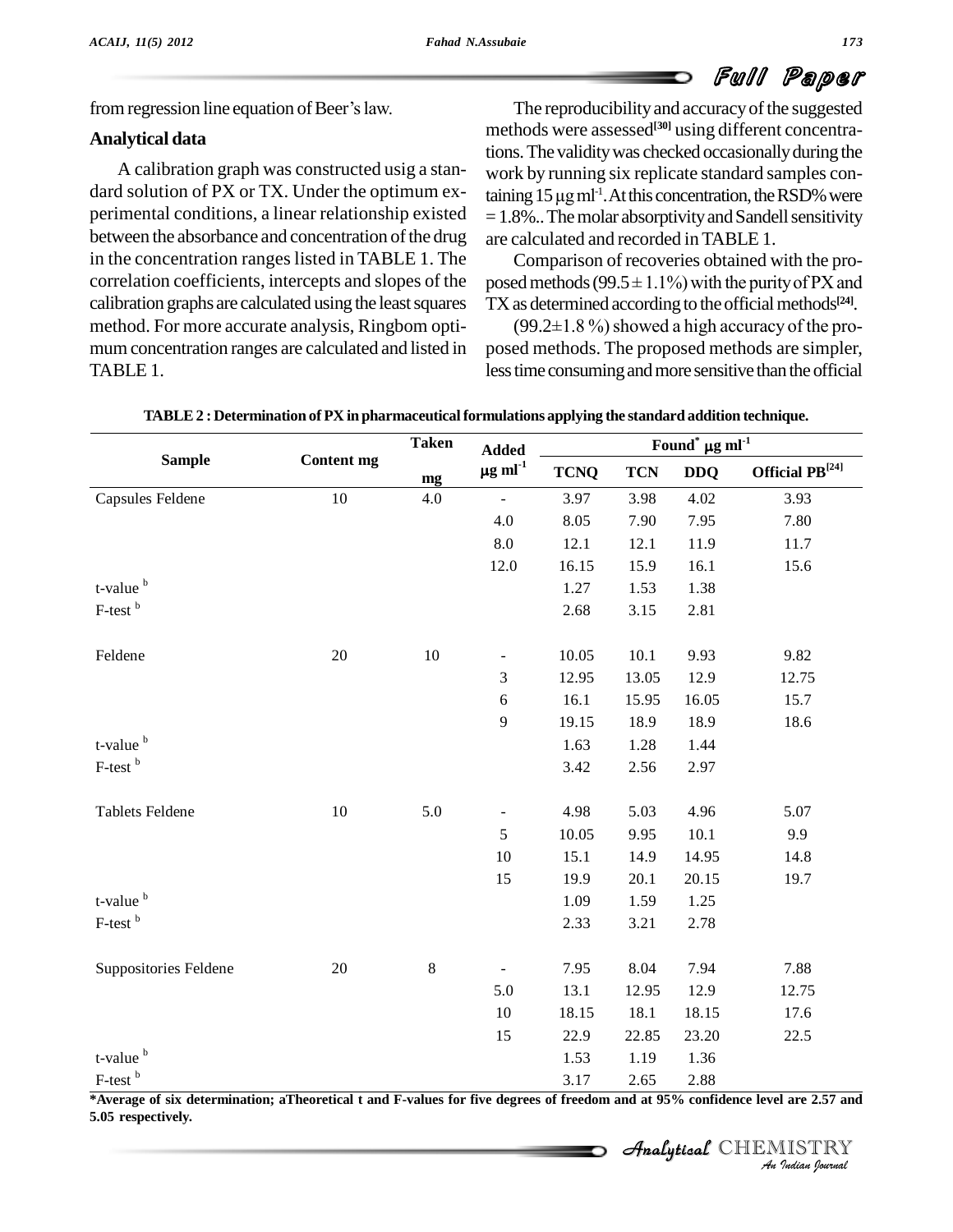from regression line equation of Beer's law.

## Analytical data

A calibration graph was constructed usig a standard solution of PX or TX. Under the optimum experimental conditions, a linear relationship existed between the absorbance and concentration of the drug in the concentration ranges listed in TABLE 1. The correlation coefficients, intercepts and slopes of the calibration graphs are calculated using the least squares method. For more accurate analysis, Ringbom optimum concentration ranges are calculated and listed in TABLE 1.

The reproducibility and accuracy of the suggested methods were assessed[30] using different concentrations. The validity was checked occasionally during the work by running six replicate standard samples containing 15 μg ml$^{-1}$. At this concentration, the RSD% were = 1.8%.. The molar absorptivity and Sandell sensitivity are calculated and recorded in TABLE 1.

Comparison of recoveries obtained with the proposed methods (99.5 ± 1.1%) with the purity of PX and TX as determined according to the official methods[24].

(99.2±1.8 %) showed a high accuracy of the proposed methods. The proposed methods are simpler, less time consuming and more sensitive than the official

**TABLE 2 : Determination of PX in pharmaceutical formulations applying the standard addition technique.**

| Sample | Content mg | Taken mg | Added μg ml$^{-1}$ | Found* μg ml$^{-1}$ | | | |
|---|---|---|---|---|---|---|---|
| | | | | TCNQ | TCN | DDQ | Official PB[24] |
| Capsules Feldene | 10 | 4.0 | - | 3.97 | 3.98 | 4.02 | 3.93 |
| | | | 4.0 | 8.05 | 7.90 | 7.95 | 7.80 |
| | | | 8.0 | 12.1 | 12.1 | 11.9 | 11.7 |
| | | | 12.0 | 16.15 | 15.9 | 16.1 | 15.6 |
| t-value [b] | | | | 1.27 | 1.53 | 1.38 | |
| F-test [b] | | | | 2.68 | 3.15 | 2.81 | |
| Feldene | 20 | 10 | - | 10.05 | 10.1 | 9.93 | 9.82 |
| | | | 3 | 12.95 | 13.05 | 12.9 | 12.75 |
| | | | 6 | 16.1 | 15.95 | 16.05 | 15.7 |
| | | | 9 | 19.15 | 18.9 | 18.9 | 18.6 |
| t-value [b] | | | | 1.63 | 1.28 | 1.44 | |
| F-test [b] | | | | 3.42 | 2.56 | 2.97 | |
| Tablets Feldene | 10 | 5.0 | - | 4.98 | 5.03 | 4.96 | 5.07 |
| | | | 5 | 10.05 | 9.95 | 10.1 | 9.9 |
| | | | 10 | 15.1 | 14.9 | 14.95 | 14.8 |
| | | | 15 | 19.9 | 20.1 | 20.15 | 19.7 |
| t-value [b] | | | | 1.09 | 1.59 | 1.25 | |
| F-test [b] | | | | 2.33 | 3.21 | 2.78 | |
| Suppositories Feldene | 20 | 8 | - | 7.95 | 8.04 | 7.94 | 7.88 |
| | | | 5.0 | 13.1 | 12.95 | 12.9 | 12.75 |
| | | | 10 | 18.15 | 18.1 | 18.15 | 17.6 |
| | | | 15 | 22.9 | 22.85 | 23.20 | 22.5 |
| t-value [b] | | | | 1.53 | 1.19 | 1.36 | |
| F-test [b] | | | | 3.17 | 2.65 | 2.88 | |

**\*Average of six determination; aTheoretical t and F-values for five degrees of freedom and at 95% confidence level are 2.57 and 5.05 respectively.**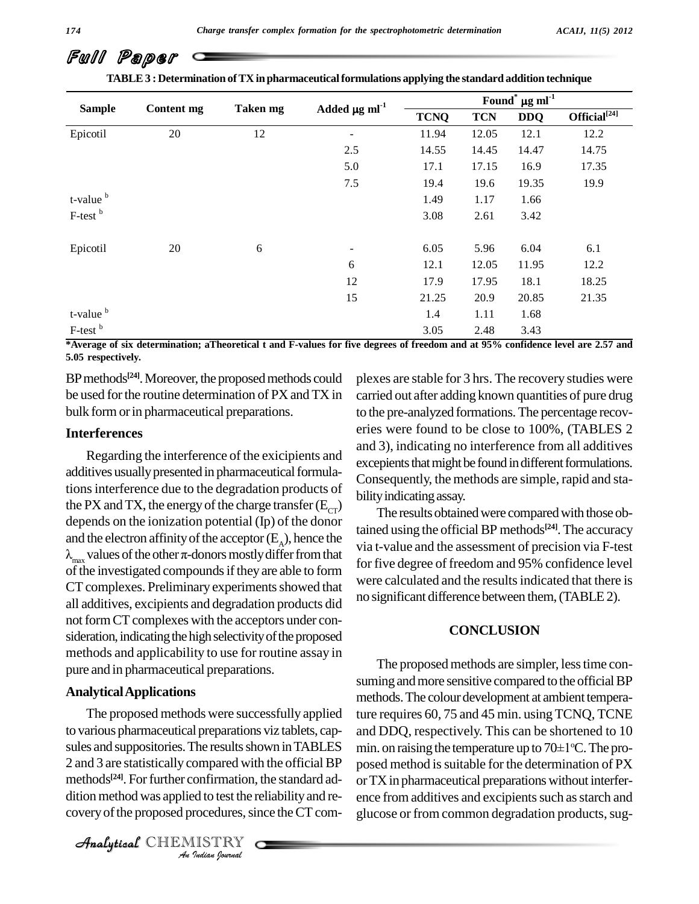## Full Paper

TABLE 3 : Determination of TX in pharmaceutical formulations applying the standard addition technique

| Sample | Content mg | Taken mg | Added μg ml$^{-1}$ | Found* μg ml$^{-1}$ | | | |
|---|---|---|---|---|---|---|---|
| | | | | TCNQ | TCN | DDQ | Official[24] |
| Epicotil | 20 | 12 | - | 11.94 | 12.05 | 12.1 | 12.2 |
| | | | 2.5 | 14.55 | 14.45 | 14.47 | 14.75 |
| | | | 5.0 | 17.1 | 17.15 | 16.9 | 17.35 |
| | | | 7.5 | 19.4 | 19.6 | 19.35 | 19.9 |
| t-value $^{b}$ | | | | 1.49 | 1.17 | 1.66 | |
| F-test $^{b}$ | | | | 3.08 | 2.61 | 3.42 | |
| Epicotil | 20 | 6 | - | 6.05 | 5.96 | 6.04 | 6.1 |
| | | | 6 | 12.1 | 12.05 | 11.95 | 12.2 |
| | | | 12 | 17.9 | 17.95 | 18.1 | 18.25 |
| | | | 15 | 21.25 | 20.9 | 20.85 | 21.35 |
| t-value $^{b}$ | | | | 1.4 | 1.11 | 1.68 | |
| F-test $^{b}$ | | | | 3.05 | 2.48 | 3.43 | |

*Average of six determination; aTheoretical t and F-values for five degrees of freedom and at 95% confidence level are 2.57 and 5.05 respectively.

BP methods[24]. Moreover, the proposed methods could be used for the routine determination of PX and TX in bulk form or in pharmaceutical preparations.

### Interferences

Regarding the interference of the exicipients and additives usually presented in pharmaceutical formulations interference due to the degradation products of the PX and TX, the energy of the charge transfer ($E_{CT}$) depends on the ionization potential (Ip) of the donor and the electron affinity of the acceptor ($E_A$), hence the $\lambda_{max}$ values of the other π-donors mostly differ from that of the investigated compounds if they are able to form CT complexes. Preliminary experiments showed that all additives, excipients and degradation products did not form CT complexes with the acceptors under consideration, indicating the high selectivity of the proposed methods and applicability to use for routine assay in pure and in pharmaceutical preparations.

### Analytical Applications

The proposed methods were successfully applied to various pharmaceutical preparations viz tablets, capsules and suppositories. The results shown in TABLES 2 and 3 are statistically compared with the official BP methods[24]. For further confirmation, the standard addition method was applied to test the reliability and recovery of the proposed procedures, since the CT complexes are stable for 3 hrs. The recovery studies were carried out after adding known quantities of pure drug to the pre-analyzed formations. The percentage recoveries were found to be close to 100%, (TABLES 2 and 3), indicating no interference from all additives excepients that might be found in different formulations. Consequently, the methods are simple, rapid and stability indicating assay.

The results obtained were compared with those obtained using the official BP methods[24]. The accuracy via t-value and the assessment of precision via F-test for five degree of freedom and 95% confidence level were calculated and the results indicated that there is no significant difference between them, (TABLE 2).

## CONCLUSION

The proposed methods are simpler, less time consuming and more sensitive compared to the official BP methods. The colour development at ambient temperature requires 60, 75 and 45 min. using TCNQ, TCNE and DDQ, respectively. This can be shortened to 10 min. on raising the temperature up to 70±1°C. The proposed method is suitable for the determination of PX or TX in pharmaceutical preparations without interference from additives and excipients such as starch and glucose or from common degradation products, sug-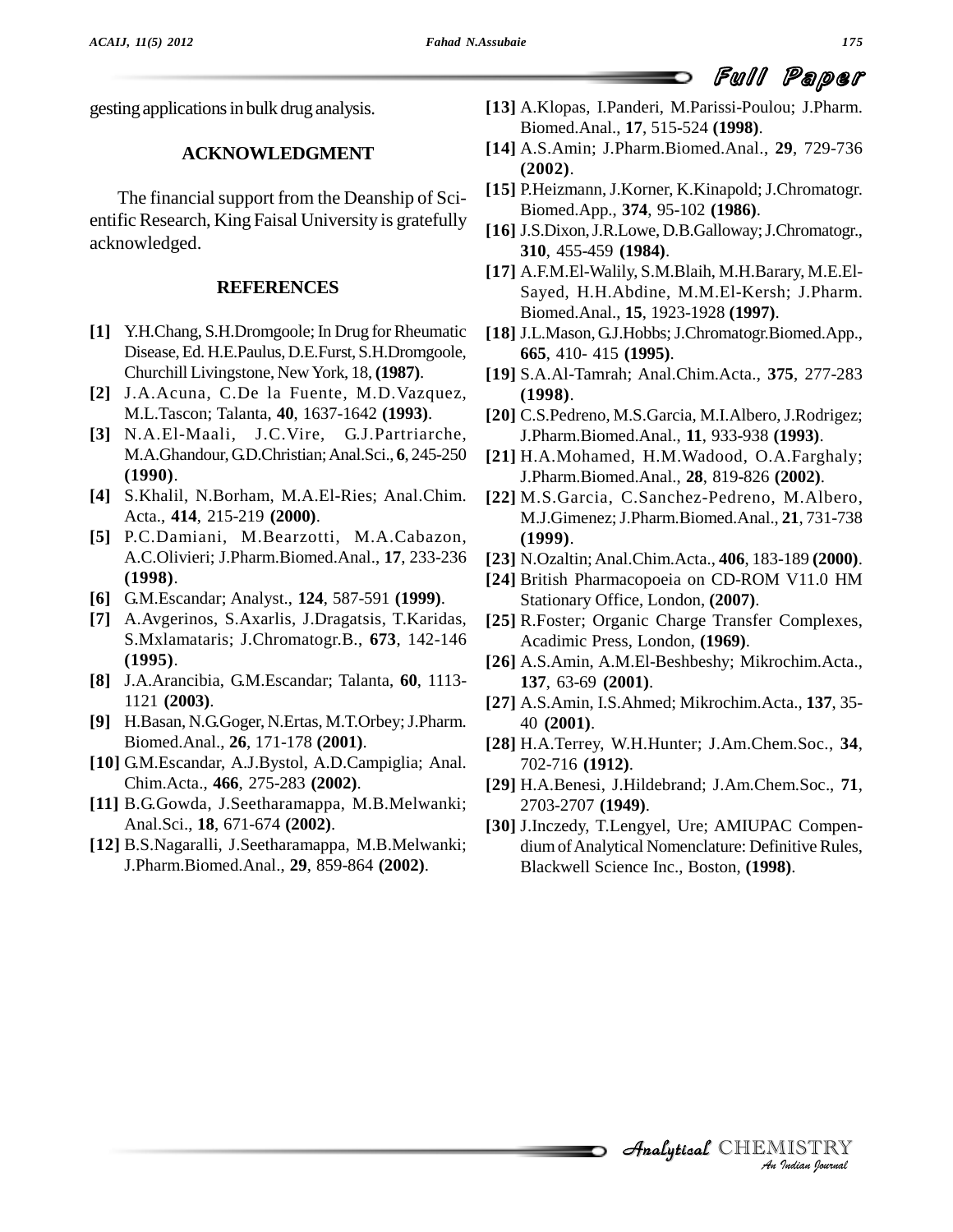gesting applications in bulk drug analysis.

## ACKNOWLEDGMENT

The financial support from the Deanship of Scientific Research, King Faisal University is gratefully acknowledged.

## REFERENCES

**[1]** Y.H.Chang, S.H.Dromgoole; In Drug for Rheumatic Disease, Ed. H.E.Paulus, D.E.Furst, S.H.Dromgoole, Churchill Livingstone, New York, 18, **(1987)**.

**[2]** J.A.Acuna, C.De la Fuente, M.D.Vazquez, M.L.Tascon; Talanta, **40**, 1637-1642 **(1993)**.

**[3]** N.A.El-Maali, J.C.Vire, G.J.Partriarche, M.A.Ghandour, G.D.Christian; Anal.Sci., **6**, 245-250 **(1990)**.

**[4]** S.Khalil, N.Borham, M.A.El-Ries; Anal.Chim. Acta., **414**, 215-219 **(2000)**.

**[5]** P.C.Damiani, M.Bearzotti, M.A.Cabazon, A.C.Olivieri; J.Pharm.Biomed.Anal., **17**, 233-236 **(1998)**.

**[6]** G.M.Escandar; Analyst., **124**, 587-591 **(1999)**.

**[7]** A.Avgerinos, S.Axarlis, J.Dragatsis, T.Karidas, S.Mxlamataris; J.Chromatogr.B., **673**, 142-146 **(1995)**.

**[8]** J.A.Arancibia, G.M.Escandar; Talanta, **60**, 1113-1121 **(2003)**.

**[9]** H.Basan, N.G.Goger, N.Ertas, M.T.Orbey; J.Pharm. Biomed.Anal., **26**, 171-178 **(2001)**.

**[10]** G.M.Escandar, A.J.Bystol, A.D.Campiglia; Anal. Chim.Acta., **466**, 275-283 **(2002)**.

**[11]** B.G.Gowda, J.Seetharamappa, M.B.Melwanki; Anal.Sci., **18**, 671-674 **(2002)**.

**[12]** B.S.Nagaralli, J.Seetharamappa, M.B.Melwanki; J.Pharm.Biomed.Anal., **29**, 859-864 **(2002)**.

**[13]** A.Klopas, I.Panderi, M.Parissi-Poulou; J.Pharm. Biomed.Anal., **17**, 515-524 **(1998)**.

**[14]** A.S.Amin; J.Pharm.Biomed.Anal., **29**, 729-736 **(2002)**.

**[15]** P.Heizmann, J.Korner, K.Kinapold; J.Chromatogr. Biomed.App., **374**, 95-102 **(1986)**.

**[16]** J.S.Dixon, J.R.Lowe, D.B.Galloway; J.Chromatogr., **310**, 455-459 **(1984)**.

**[17]** A.F.M.El-Walily, S.M.Blaih, M.H.Barary, M.E.El-Sayed, H.H.Abdine, M.M.El-Kersh; J.Pharm. Biomed.Anal., **15**, 1923-1928 **(1997)**.

**[18]** J.L.Mason, G.J.Hobbs; J.Chromatogr.Biomed.App., **665**, 410- 415 **(1995)**.

**[19]** S.A.Al-Tamrah; Anal.Chim.Acta., **375**, 277-283 **(1998)**.

**[20]** C.S.Pedreno, M.S.Garcia, M.I.Albero, J.Rodrigez; J.Pharm.Biomed.Anal., **11**, 933-938 **(1993)**.

**[21]** H.A.Mohamed, H.M.Wadood, O.A.Farghaly; J.Pharm.Biomed.Anal., **28**, 819-826 **(2002)**.

**[22]** M.S.Garcia, C.Sanchez-Pedreno, M.Albero, M.J.Gimenez; J.Pharm.Biomed.Anal., **21**, 731-738 **(1999)**.

**[23]** N.Ozaltin; Anal.Chim.Acta., **406**, 183-189 **(2000)**.

**[24]** British Pharmacopoeia on CD-ROM V11.0 HM Stationary Office, London, **(2007)**.

**[25]** R.Foster; Organic Charge Transfer Complexes, Acadimic Press, London, **(1969)**.

**[26]** A.S.Amin, A.M.El-Beshbeshy; Mikrochim.Acta., **137**, 63-69 **(2001)**.

**[27]** A.S.Amin, I.S.Ahmed; Mikrochim.Acta., **137**, 35-40 **(2001)**.

**[28]** H.A.Terrey, W.H.Hunter; J.Am.Chem.Soc., **34**, 702-716 **(1912)**.

**[29]** H.A.Benesi, J.Hildebrand; J.Am.Chem.Soc., **71**, 2703-2707 **(1949)**.

**[30]** J.Inczedy, T.Lengyel, Ure; AMIUPAC Compendium of Analytical Nomenclature: Definitive Rules, Blackwell Science Inc., Boston, **(1998)**.